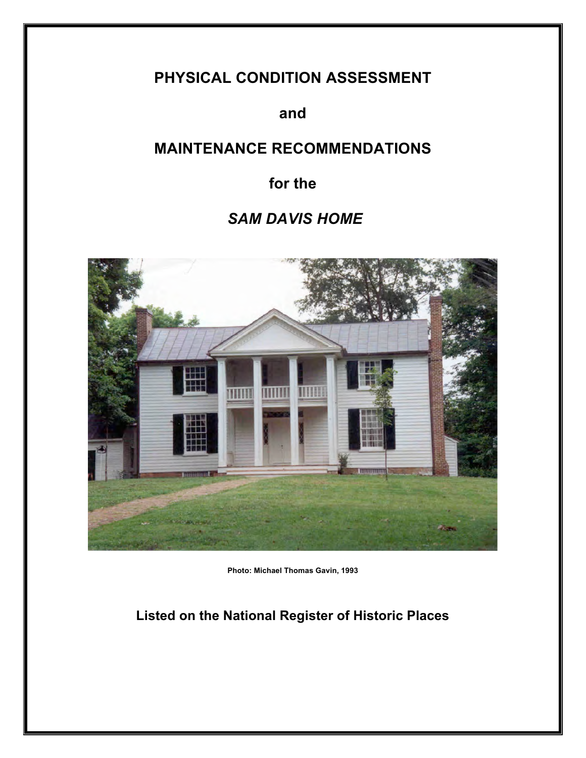# PHYSICAL CONDITION ASSESSMENT

# and

# MAINTENANCE RECOMMENDATIONS

# for the

# *SAM DAVIS HOME*

**Photo: Michael Thomas Gavin, 1993**

**Listed on the National Register of Historic Places**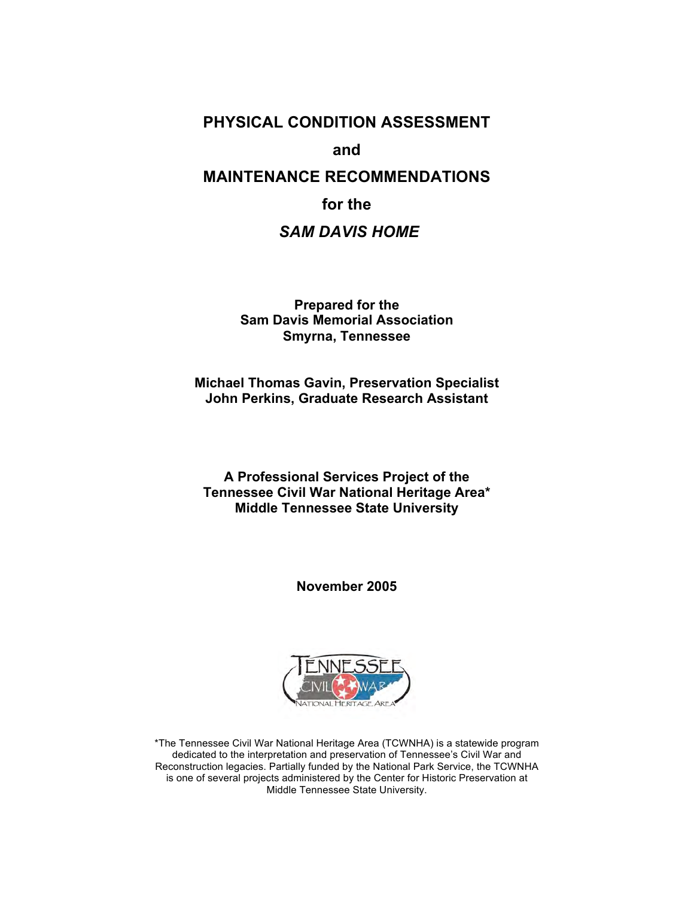# PHYSICAL CONDITION ASSESSMENT

# and

# MAINTENANCE RECOMMENDATIONS

# for the

# *SAM DAVIS HOME*

**Prepared for the**
**Sam Davis Memorial Association**
**Smyrna, Tennessee**

**Michael Thomas Gavin, Preservation Specialist**
**John Perkins, Graduate Research Assistant**

**A Professional Services Project of the**
**Tennessee Civil War National Heritage Area***
**Middle Tennessee State University**

**November 2005**

*The Tennessee Civil War National Heritage Area (TCWNHA) is a statewide program dedicated to the interpretation and preservation of Tennessee's Civil War and Reconstruction legacies. Partially funded by the National Park Service, the TCWNHA is one of several projects administered by the Center for Historic Preservation at Middle Tennessee State University.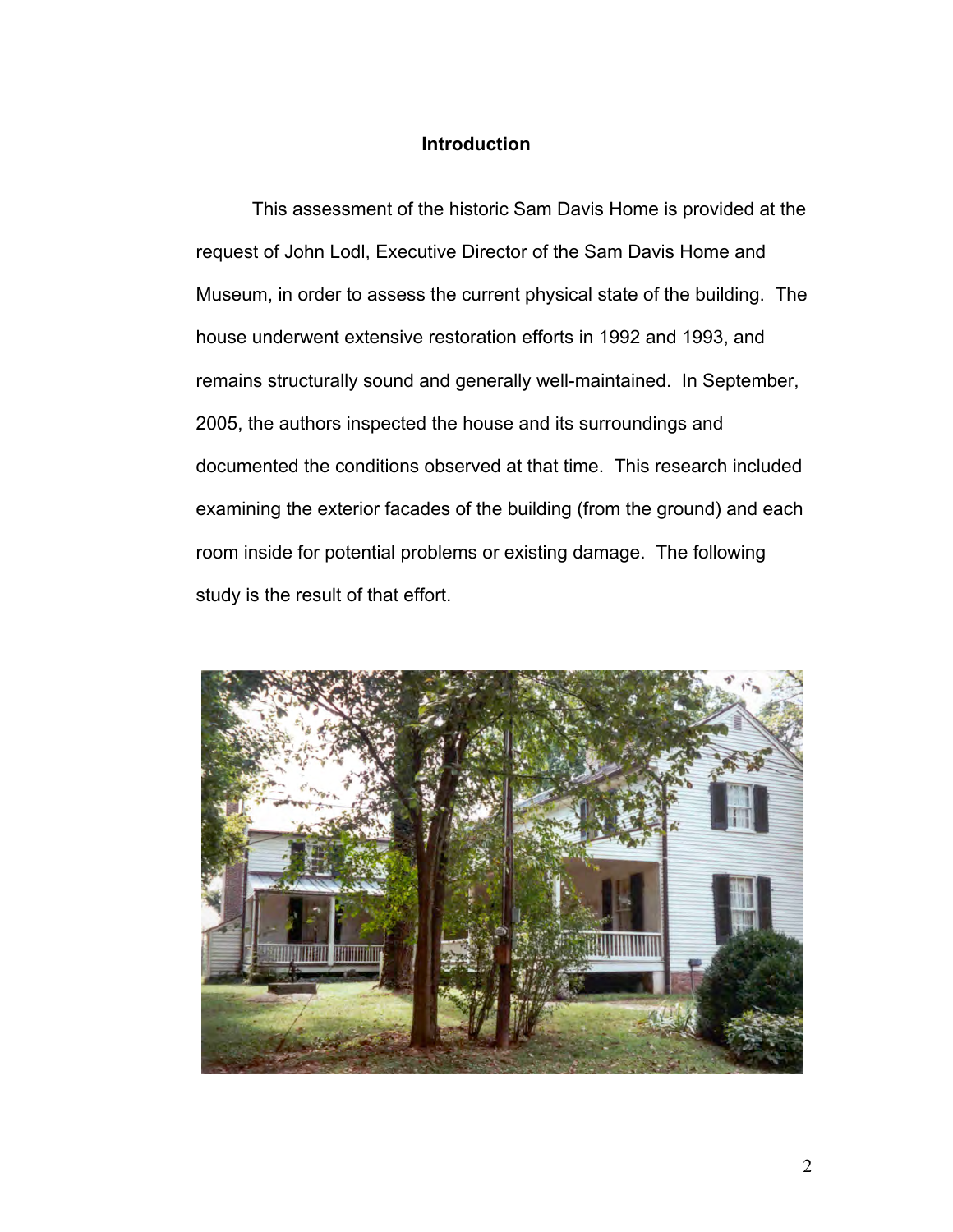## Introduction

This assessment of the historic Sam Davis Home is provided at the request of John Lodl, Executive Director of the Sam Davis Home and Museum, in order to assess the current physical state of the building. The house underwent extensive restoration efforts in 1992 and 1993, and remains structurally sound and generally well-maintained. In September, 2005, the authors inspected the house and its surroundings and documented the conditions observed at that time. This research included examining the exterior facades of the building (from the ground) and each room inside for potential problems or existing damage. The following study is the result of that effort.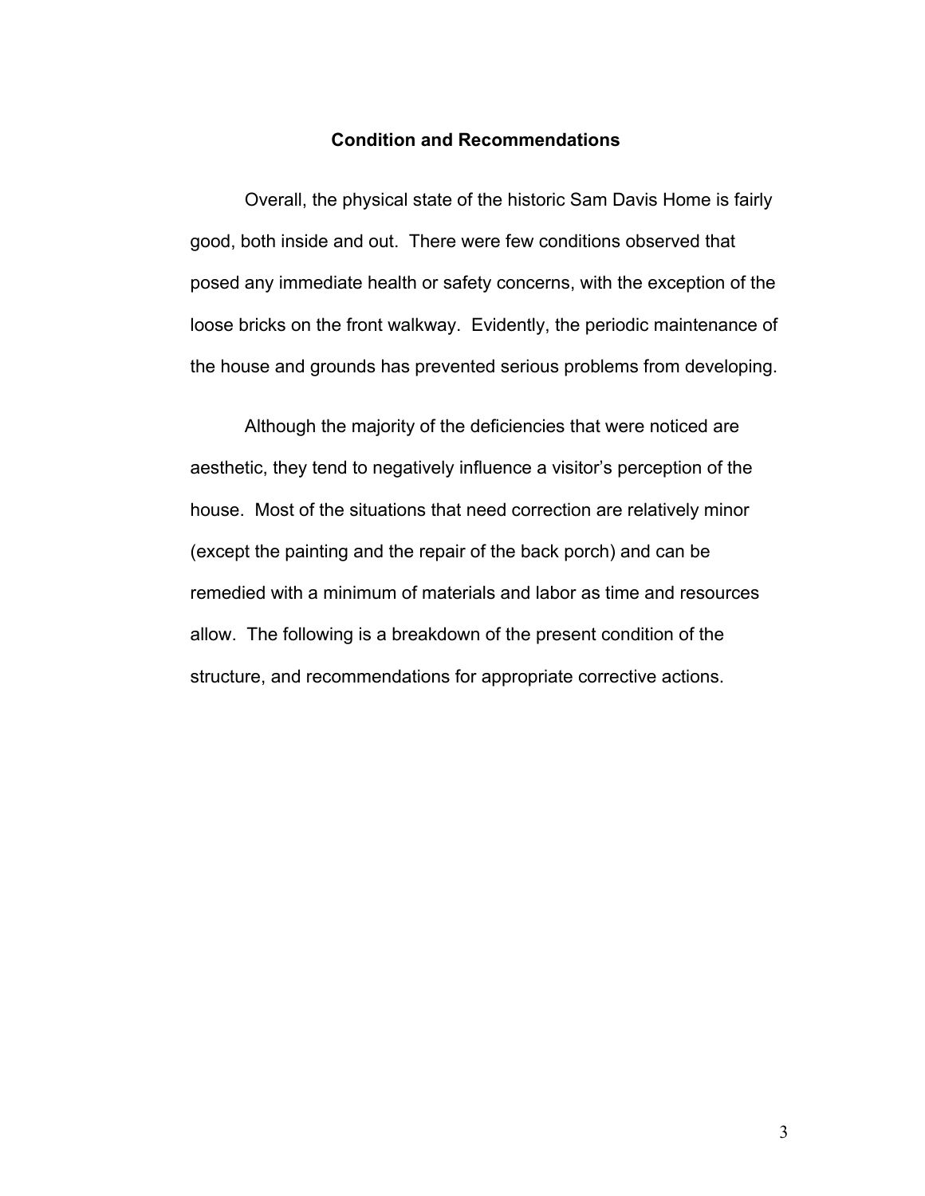## Condition and Recommendations

Overall, the physical state of the historic Sam Davis Home is fairly good, both inside and out. There were few conditions observed that posed any immediate health or safety concerns, with the exception of the loose bricks on the front walkway. Evidently, the periodic maintenance of the house and grounds has prevented serious problems from developing.

Although the majority of the deficiencies that were noticed are aesthetic, they tend to negatively influence a visitor's perception of the house. Most of the situations that need correction are relatively minor (except the painting and the repair of the back porch) and can be remedied with a minimum of materials and labor as time and resources allow. The following is a breakdown of the present condition of the structure, and recommendations for appropriate corrective actions.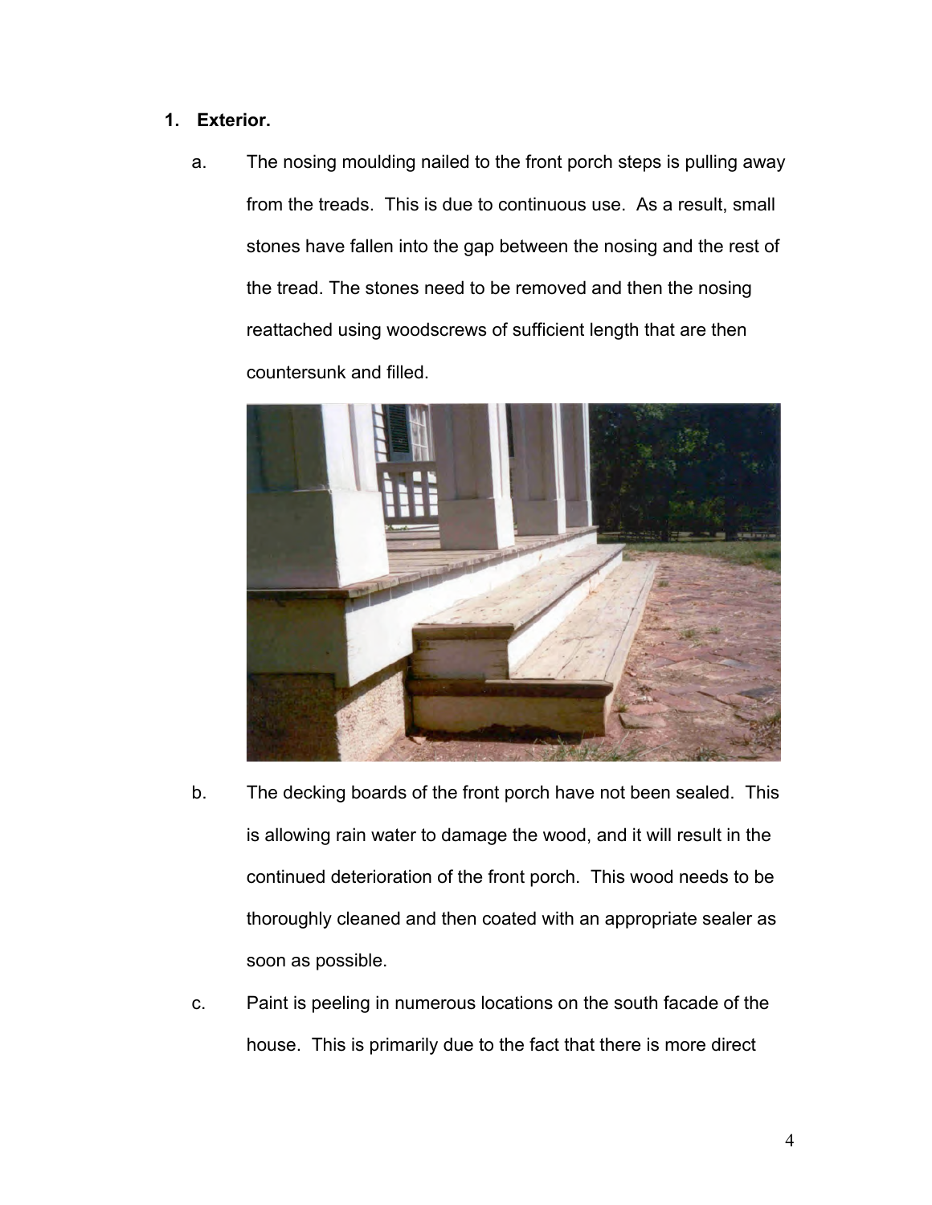1. **Exterior.**

   a. The nosing moulding nailed to the front porch steps is pulling away from the treads. This is due to continuous use. As a result, small stones have fallen into the gap between the nosing and the rest of the tread. The stones need to be removed and then the nosing reattached using woodscrews of sufficient length that are then countersunk and filled.

   b. The decking boards of the front porch have not been sealed. This is allowing rain water to damage the wood, and it will result in the continued deterioration of the front porch. This wood needs to be thoroughly cleaned and then coated with an appropriate sealer as soon as possible.

   c. Paint is peeling in numerous locations on the south facade of the house. This is primarily due to the fact that there is more direct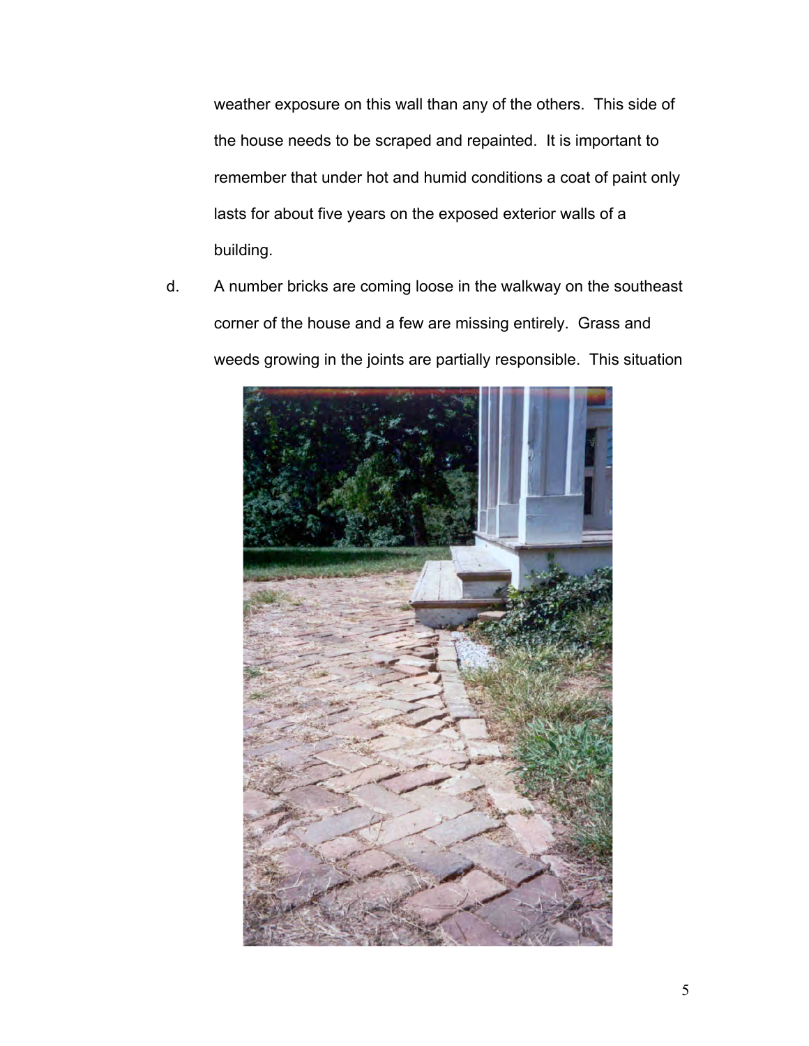weather exposure on this wall than any of the others. This side of the house needs to be scraped and repainted. It is important to remember that under hot and humid conditions a coat of paint only lasts for about five years on the exposed exterior walls of a building.

d. A number bricks are coming loose in the walkway on the southeast corner of the house and a few are missing entirely. Grass and weeds growing in the joints are partially responsible. This situation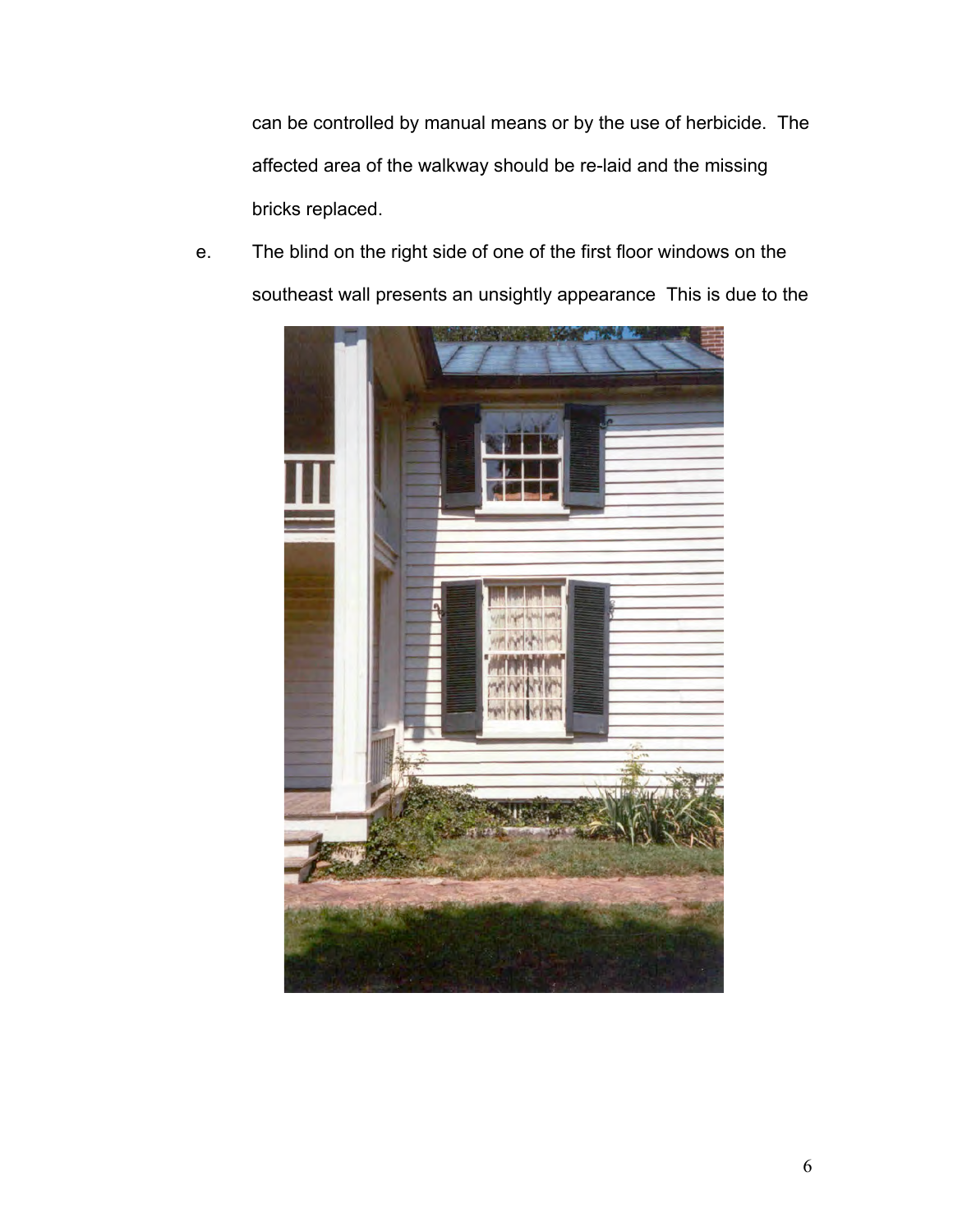can be controlled by manual means or by the use of herbicide. The affected area of the walkway should be re-laid and the missing bricks replaced.

e. The blind on the right side of one of the first floor windows on the southeast wall presents an unsightly appearance This is due to the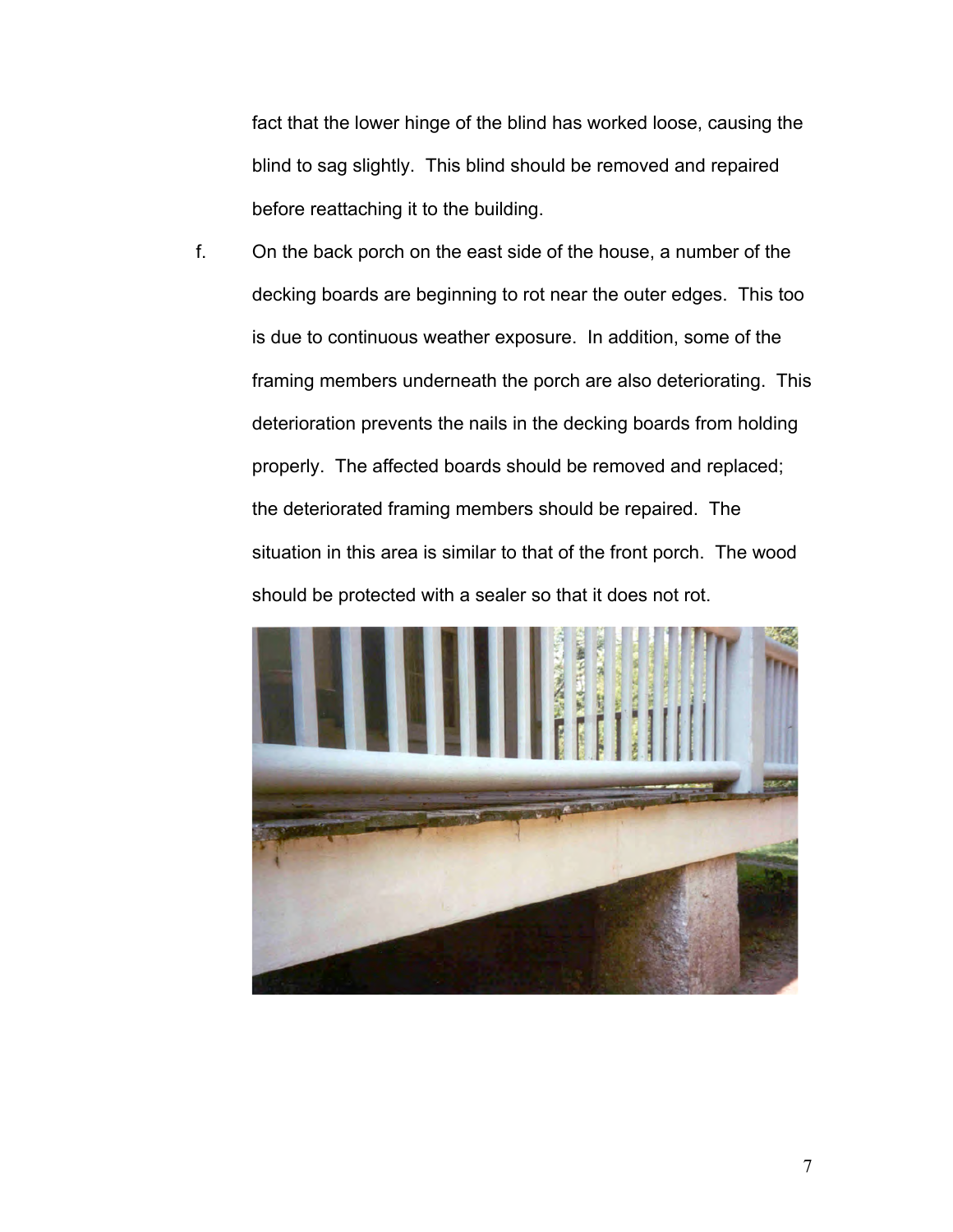fact that the lower hinge of the blind has worked loose, causing the blind to sag slightly. This blind should be removed and repaired before reattaching it to the building.

f. On the back porch on the east side of the house, a number of the decking boards are beginning to rot near the outer edges. This too is due to continuous weather exposure. In addition, some of the framing members underneath the porch are also deteriorating. This deterioration prevents the nails in the decking boards from holding properly. The affected boards should be removed and replaced; the deteriorated framing members should be repaired. The situation in this area is similar to that of the front porch. The wood should be protected with a sealer so that it does not rot.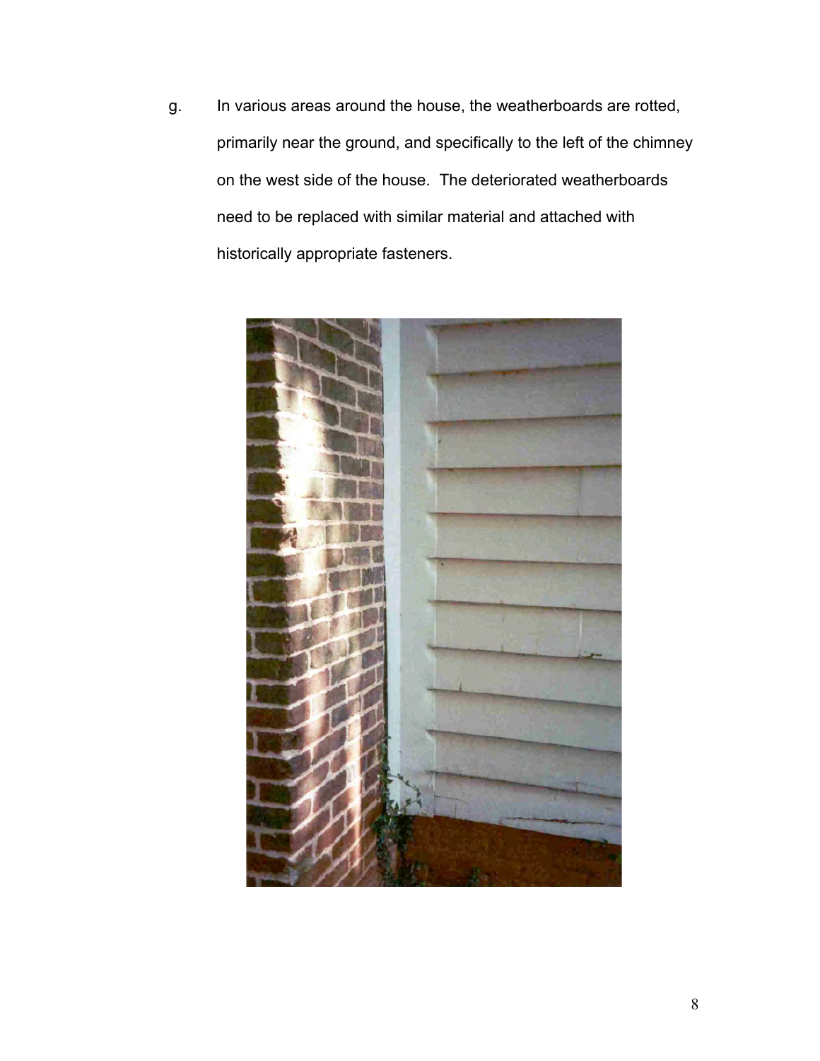g. In various areas around the house, the weatherboards are rotted, primarily near the ground, and specifically to the left of the chimney on the west side of the house. The deteriorated weatherboards need to be replaced with similar material and attached with historically appropriate fasteners.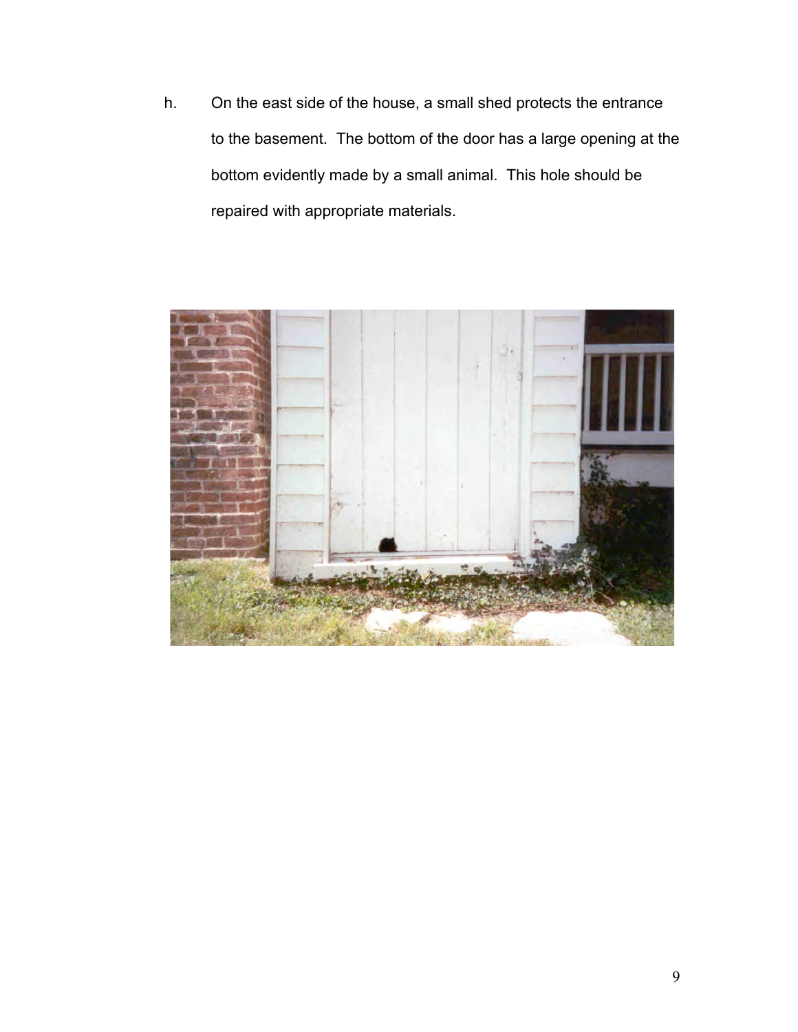h. On the east side of the house, a small shed protects the entrance to the basement. The bottom of the door has a large opening at the bottom evidently made by a small animal. This hole should be repaired with appropriate materials.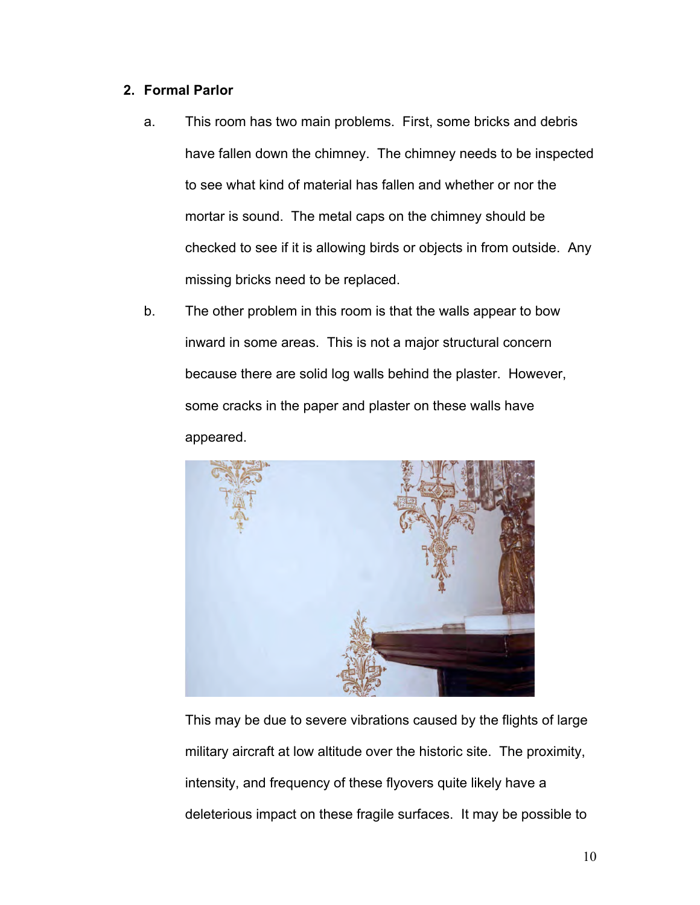## 2. Formal Parlor

a. This room has two main problems. First, some bricks and debris have fallen down the chimney. The chimney needs to be inspected to see what kind of material has fallen and whether or nor the mortar is sound. The metal caps on the chimney should be checked to see if it is allowing birds or objects in from outside. Any missing bricks need to be replaced.

b. The other problem in this room is that the walls appear to bow inward in some areas. This is not a major structural concern because there are solid log walls behind the plaster. However, some cracks in the paper and plaster on these walls have appeared.

This may be due to severe vibrations caused by the flights of large military aircraft at low altitude over the historic site. The proximity, intensity, and frequency of these flyovers quite likely have a deleterious impact on these fragile surfaces. It may be possible to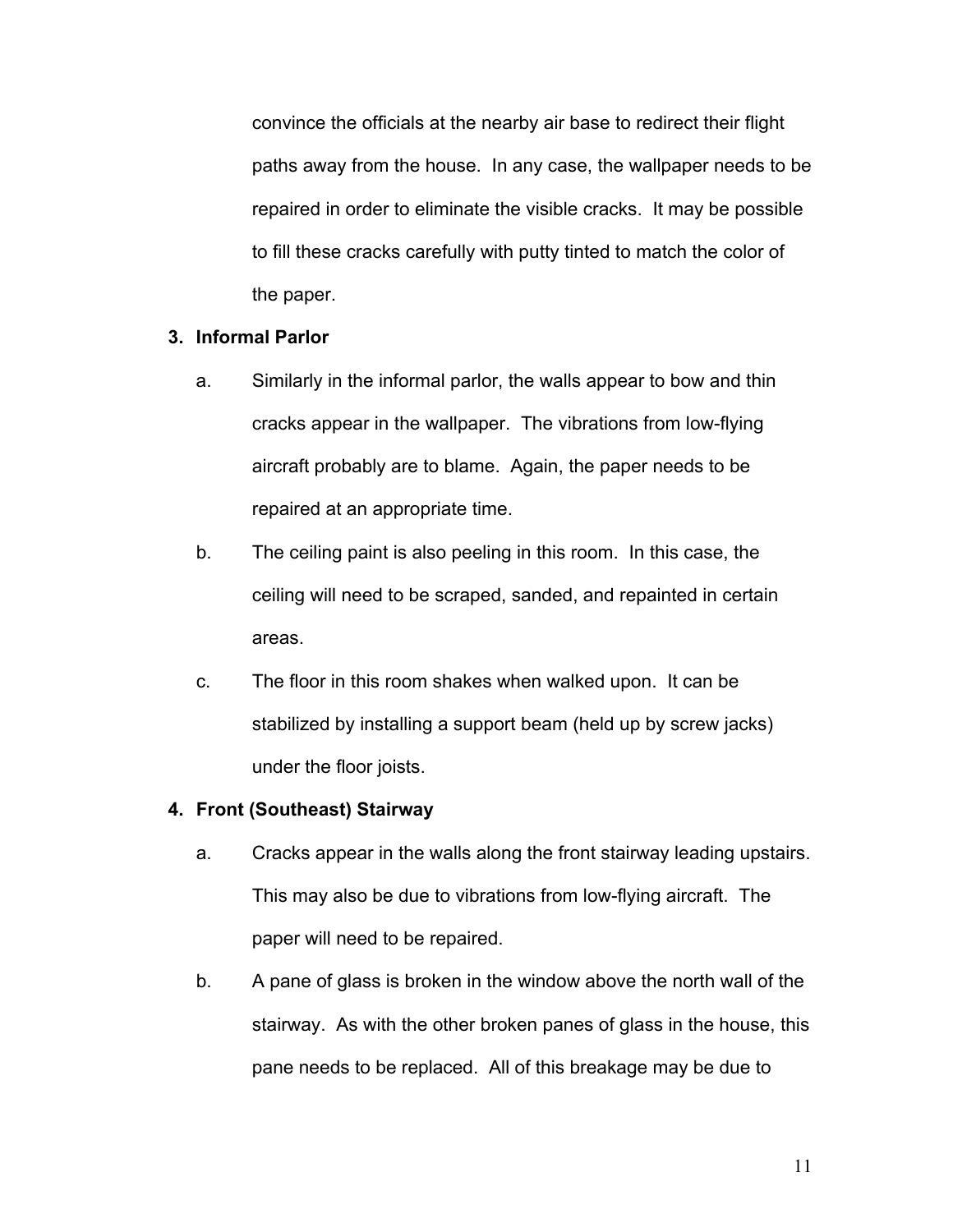convince the officials at the nearby air base to redirect their flight paths away from the house. In any case, the wallpaper needs to be repaired in order to eliminate the visible cracks. It may be possible to fill these cracks carefully with putty tinted to match the color of the paper.

**3. Informal Parlor**

a. Similarly in the informal parlor, the walls appear to bow and thin cracks appear in the wallpaper. The vibrations from low-flying aircraft probably are to blame. Again, the paper needs to be repaired at an appropriate time.

b. The ceiling paint is also peeling in this room. In this case, the ceiling will need to be scraped, sanded, and repainted in certain areas.

c. The floor in this room shakes when walked upon. It can be stabilized by installing a support beam (held up by screw jacks) under the floor joists.

**4. Front (Southeast) Stairway**

a. Cracks appear in the walls along the front stairway leading upstairs. This may also be due to vibrations from low-flying aircraft. The paper will need to be repaired.

b. A pane of glass is broken in the window above the north wall of the stairway. As with the other broken panes of glass in the house, this pane needs to be replaced. All of this breakage may be due to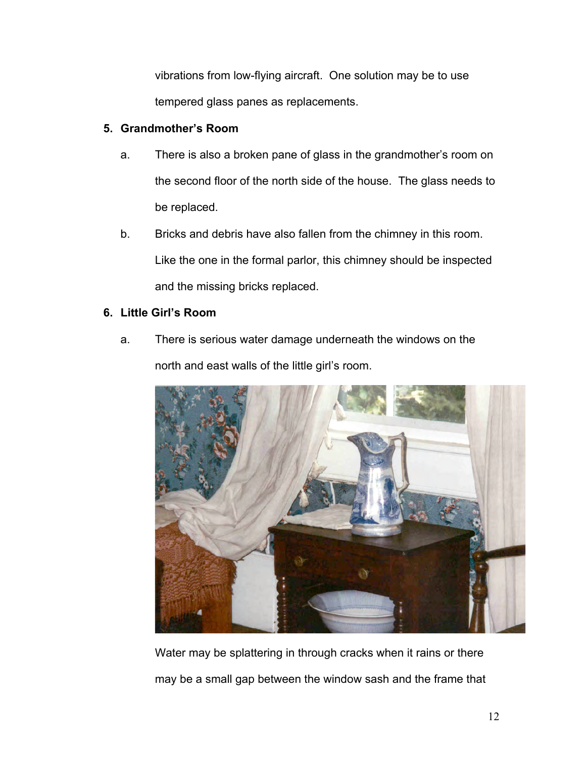vibrations from low-flying aircraft. One solution may be to use tempered glass panes as replacements.

**5. Grandmother's Room**

a. There is also a broken pane of glass in the grandmother's room on the second floor of the north side of the house. The glass needs to be replaced.

b. Bricks and debris have also fallen from the chimney in this room. Like the one in the formal parlor, this chimney should be inspected and the missing bricks replaced.

**6. Little Girl's Room**

a. There is serious water damage underneath the windows on the north and east walls of the little girl's room.

Water may be splattering in through cracks when it rains or there may be a small gap between the window sash and the frame that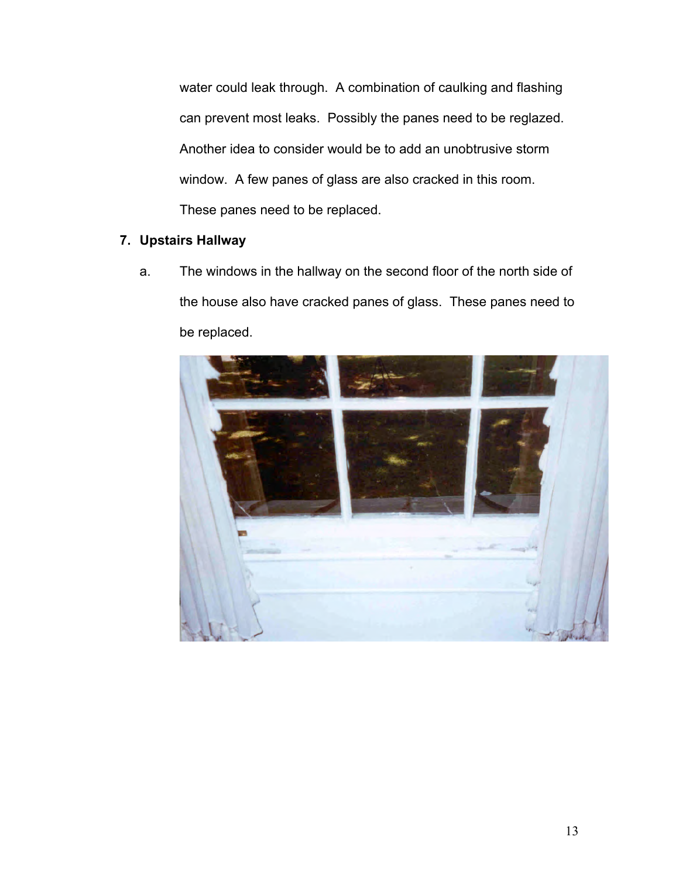water could leak through. A combination of caulking and flashing can prevent most leaks. Possibly the panes need to be reglazed. Another idea to consider would be to add an unobtrusive storm window. A few panes of glass are also cracked in this room. These panes need to be replaced.

7. **Upstairs Hallway**

   a. The windows in the hallway on the second floor of the north side of the house also have cracked panes of glass. These panes need to be replaced.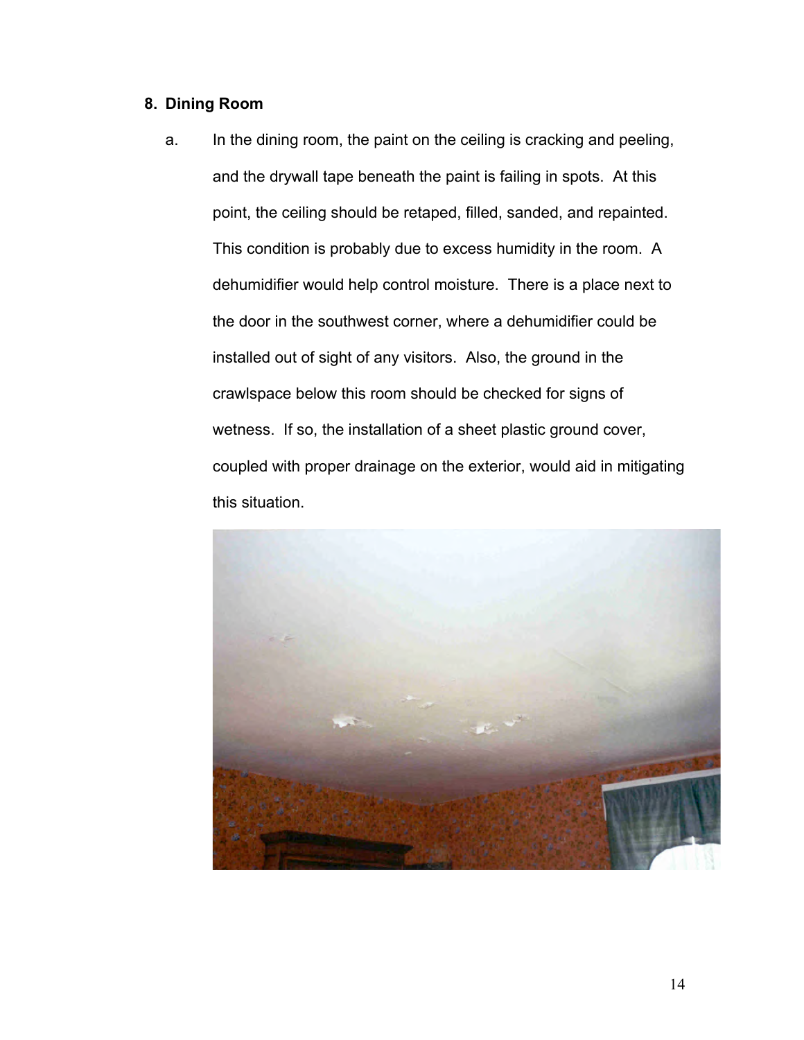## 8. Dining Room

a. In the dining room, the paint on the ceiling is cracking and peeling, and the drywall tape beneath the paint is failing in spots. At this point, the ceiling should be retaped, filled, sanded, and repainted. This condition is probably due to excess humidity in the room. A dehumidifier would help control moisture. There is a place next to the door in the southwest corner, where a dehumidifier could be installed out of sight of any visitors. Also, the ground in the crawlspace below this room should be checked for signs of wetness. If so, the installation of a sheet plastic ground cover, coupled with proper drainage on the exterior, would aid in mitigating this situation.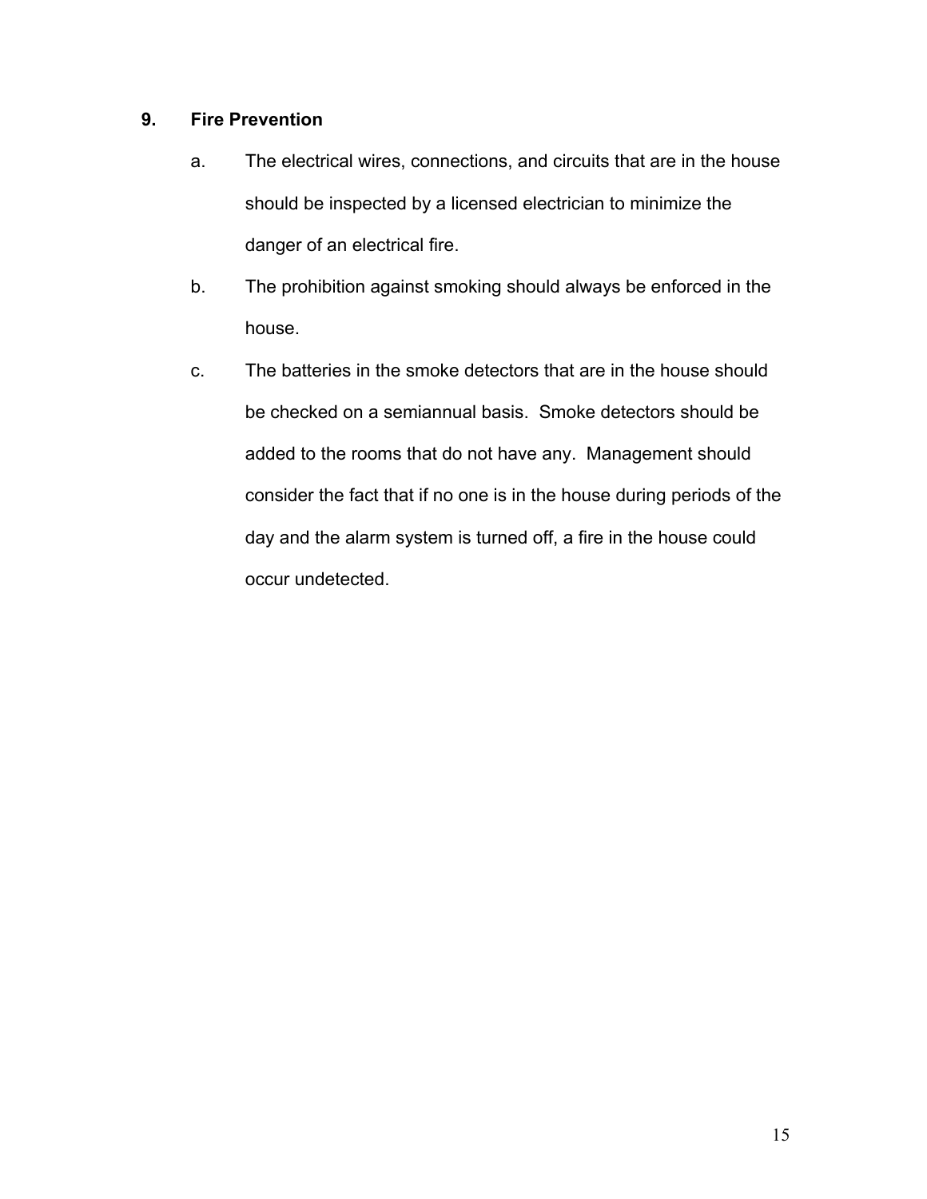## 9. Fire Prevention

a. The electrical wires, connections, and circuits that are in the house should be inspected by a licensed electrician to minimize the danger of an electrical fire.

b. The prohibition against smoking should always be enforced in the house.

c. The batteries in the smoke detectors that are in the house should be checked on a semiannual basis. Smoke detectors should be added to the rooms that do not have any. Management should consider the fact that if no one is in the house during periods of the day and the alarm system is turned off, a fire in the house could occur undetected.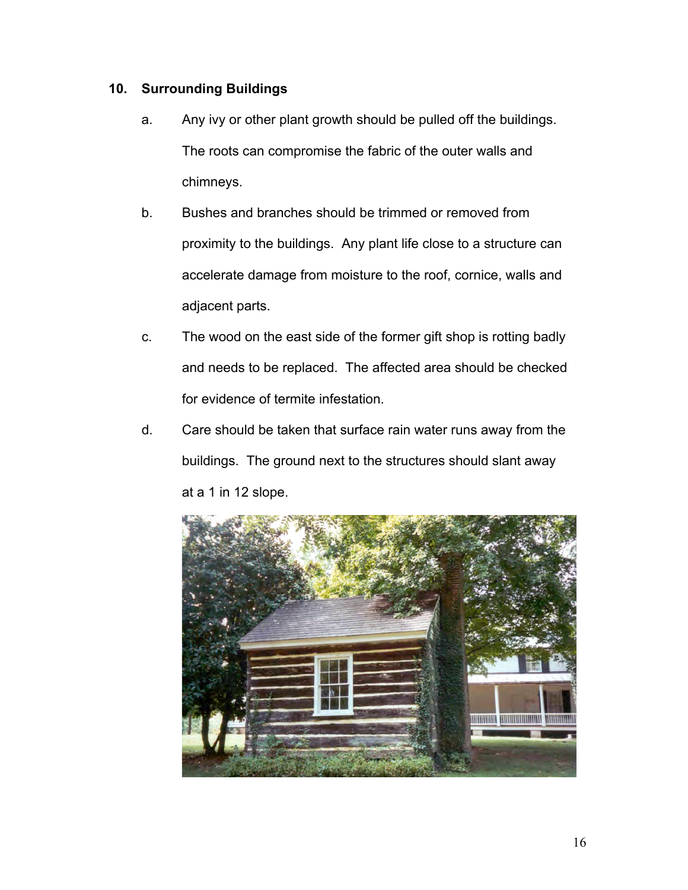## 10. Surrounding Buildings

a. Any ivy or other plant growth should be pulled off the buildings. The roots can compromise the fabric of the outer walls and chimneys.

b. Bushes and branches should be trimmed or removed from proximity to the buildings. Any plant life close to a structure can accelerate damage from moisture to the roof, cornice, walls and adjacent parts.

c. The wood on the east side of the former gift shop is rotting badly and needs to be replaced. The affected area should be checked for evidence of termite infestation.

d. Care should be taken that surface rain water runs away from the buildings. The ground next to the structures should slant away at a 1 in 12 slope.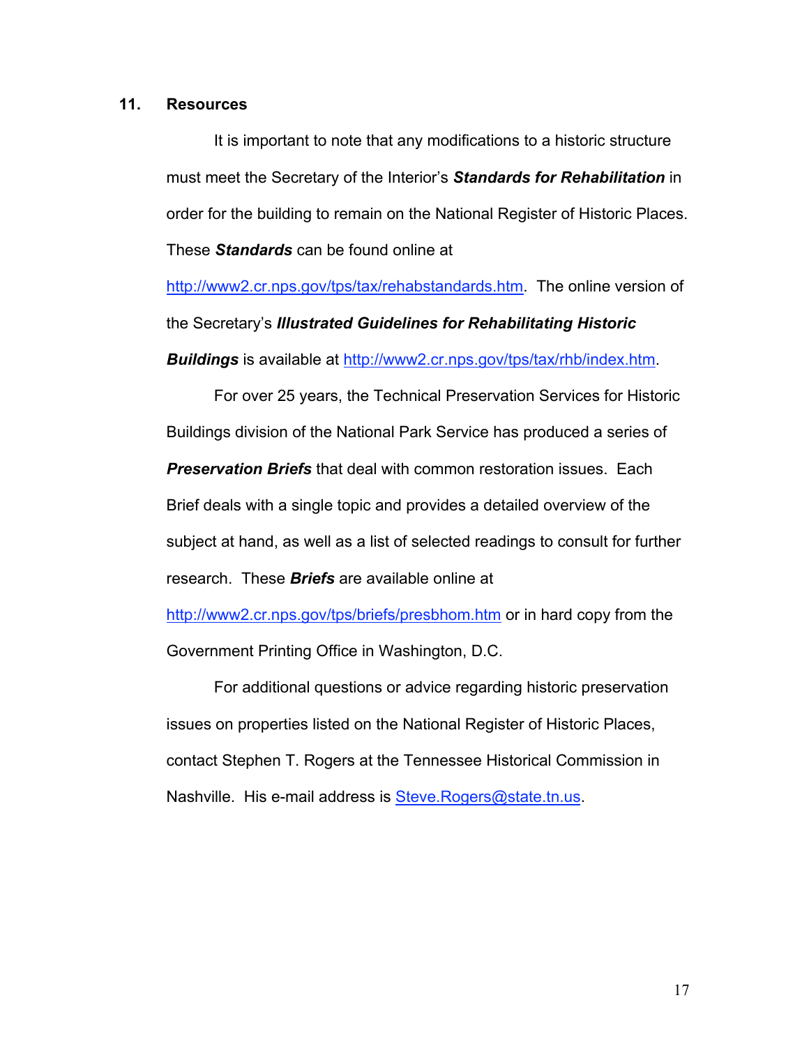## 11. Resources

It is important to note that any modifications to a historic structure must meet the Secretary of the Interior's ***Standards for Rehabilitation*** in order for the building to remain on the National Register of Historic Places. These ***Standards*** can be found online at http://www2.cr.nps.gov/tps/tax/rehabstandards.htm. The online version of the Secretary's ***Illustrated Guidelines for Rehabilitating Historic Buildings*** is available at http://www2.cr.nps.gov/tps/tax/rhb/index.htm.

For over 25 years, the Technical Preservation Services for Historic Buildings division of the National Park Service has produced a series of ***Preservation Briefs*** that deal with common restoration issues. Each Brief deals with a single topic and provides a detailed overview of the subject at hand, as well as a list of selected readings to consult for further research. These ***Briefs*** are available online at http://www2.cr.nps.gov/tps/briefs/presbhom.htm or in hard copy from the Government Printing Office in Washington, D.C.

For additional questions or advice regarding historic preservation issues on properties listed on the National Register of Historic Places, contact Stephen T. Rogers at the Tennessee Historical Commission in Nashville. His e-mail address is Steve.Rogers@state.tn.us.